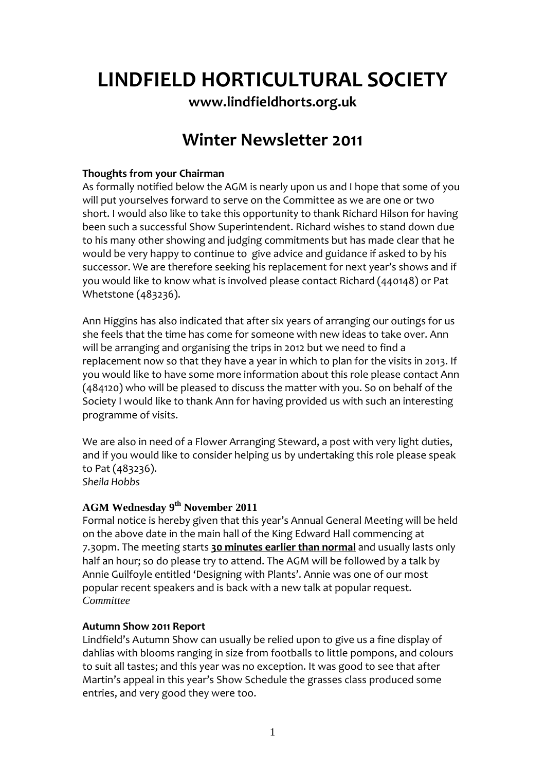# LINDFIELD HORTICULTURAL SOCIETY

**www.lindfieldhorts.org.uk**

## Winter Newsletter 2011

**Thoughts from your Chairman**

As formally notified below the AGM is nearly upon us and I hope that some of you will put yourselves forward to serve on the Committee as we are one or two short. I would also like to take this opportunity to thank Richard Hilson for having been such a successful Show Superintendent. Richard wishes to stand down due to his many other showing and judging commitments but has made clear that he would be very happy to continue to give advice and guidance if asked to by his successor. We are therefore seeking his replacement for next year's shows and if you would like to know what is involved please contact Richard (440148) or Pat Whetstone (483236).

Ann Higgins has also indicated that after six years of arranging our outings for us she feels that the time has come for someone with new ideas to take over. Ann will be arranging and organising the trips in 2012 but we need to find a replacement now so that they have a year in which to plan for the visits in 2013. If you would like to have some more information about this role please contact Ann (484120) who will be pleased to discuss the matter with you. So on behalf of the Society I would like to thank Ann for having provided us with such an interesting programme of visits.

We are also in need of a Flower Arranging Steward, a post with very light duties, and if you would like to consider helping us by undertaking this role please speak to Pat (483236).
*Sheila Hobbs*

**AGM Wednesday 9th November 2011**

Formal notice is hereby given that this year's Annual General Meeting will be held on the above date in the main hall of the King Edward Hall commencing at 7.30pm. The meeting starts **30 minutes earlier than normal** and usually lasts only half an hour; so do please try to attend. The AGM will be followed by a talk by Annie Guilfoyle entitled 'Designing with Plants'. Annie was one of our most popular recent speakers and is back with a new talk at popular request.
*Committee*

**Autumn Show 2011 Report**

Lindfield's Autumn Show can usually be relied upon to give us a fine display of dahlias with blooms ranging in size from footballs to little pompons, and colours to suit all tastes; and this year was no exception. It was good to see that after Martin's appeal in this year's Show Schedule the grasses class produced some entries, and very good they were too.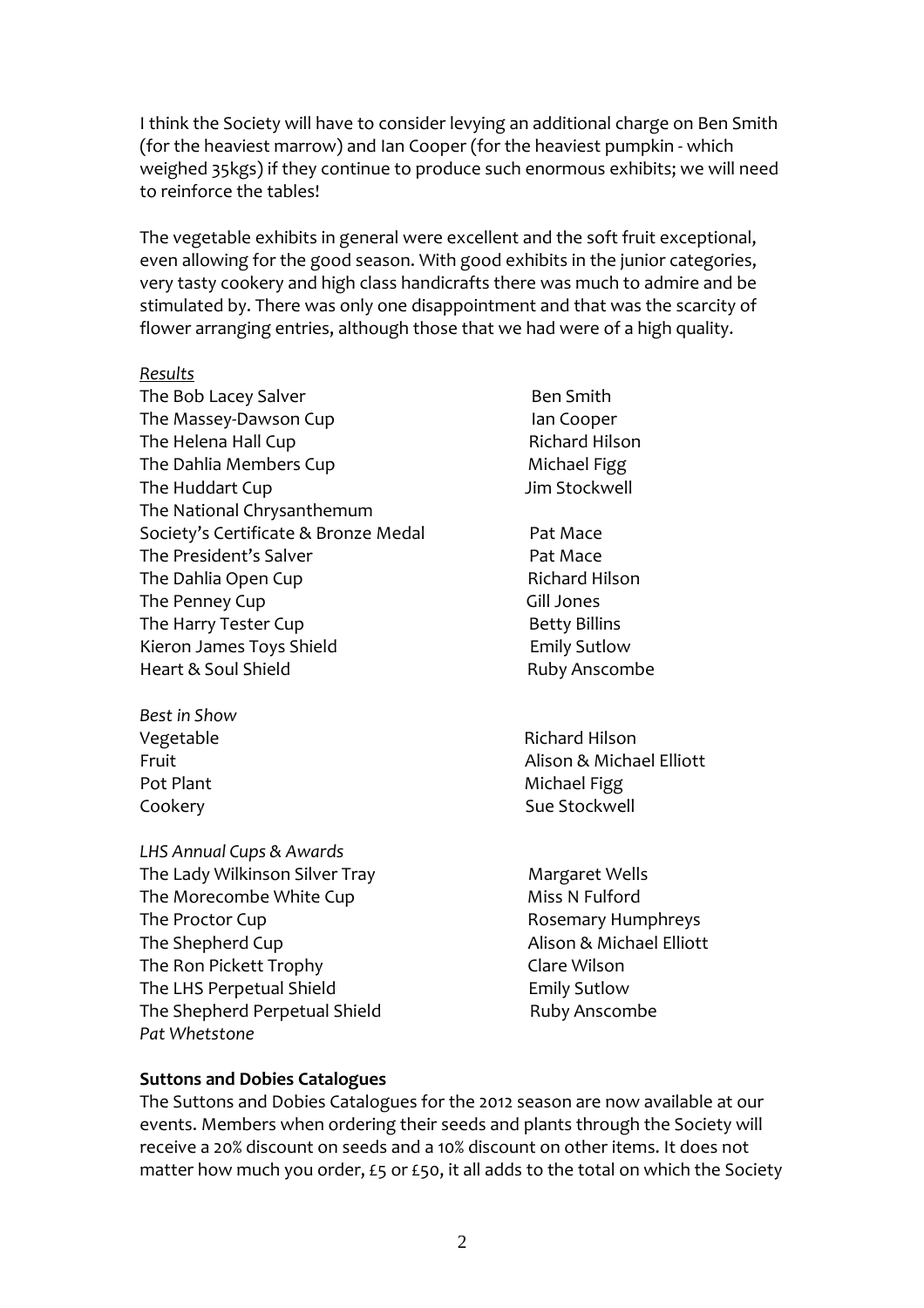I think the Society will have to consider levying an additional charge on Ben Smith (for the heaviest marrow) and Ian Cooper (for the heaviest pumpkin - which weighed 35kgs) if they continue to produce such enormous exhibits; we will need to reinforce the tables!

The vegetable exhibits in general were excellent and the soft fruit exceptional, even allowing for the good season. With good exhibits in the junior categories, very tasty cookery and high class handicrafts there was much to admire and be stimulated by. There was only one disappointment and that was the scarcity of flower arranging entries, although those that we had were of a high quality.

*Results*

| | |
|---|---|
| The Bob Lacey Salver | Ben Smith |
| The Massey-Dawson Cup | Ian Cooper |
| The Helena Hall Cup | Richard Hilson |
| The Dahlia Members Cup | Michael Figg |
| The Huddart Cup | Jim Stockwell |
| The National Chrysanthemum Society's Certificate & Bronze Medal | Pat Mace |
| The President's Salver | Pat Mace |
| The Dahlia Open Cup | Richard Hilson |
| The Penney Cup | Gill Jones |
| The Harry Tester Cup | Betty Billins |
| Kieron James Toys Shield | Emily Sutlow |
| Heart & Soul Shield | Ruby Anscombe |

*Best in Show*

| | |
|---|---|
| Vegetable | Richard Hilson |
| Fruit | Alison & Michael Elliott |
| Pot Plant | Michael Figg |
| Cookery | Sue Stockwell |

*LHS Annual Cups & Awards*

| | |
|---|---|
| The Lady Wilkinson Silver Tray | Margaret Wells |
| The Morecombe White Cup | Miss N Fulford |
| The Proctor Cup | Rosemary Humphreys |
| The Shepherd Cup | Alison & Michael Elliott |
| The Ron Pickett Trophy | Clare Wilson |
| The LHS Perpetual Shield | Emily Sutlow |
| The Shepherd Perpetual Shield | Ruby Anscombe |

*Pat Whetstone*

**Suttons and Dobies Catalogues**

The Suttons and Dobies Catalogues for the 2012 season are now available at our events. Members when ordering their seeds and plants through the Society will receive a 20% discount on seeds and a 10% discount on other items. It does not matter how much you order, £5 or £50, it all adds to the total on which the Society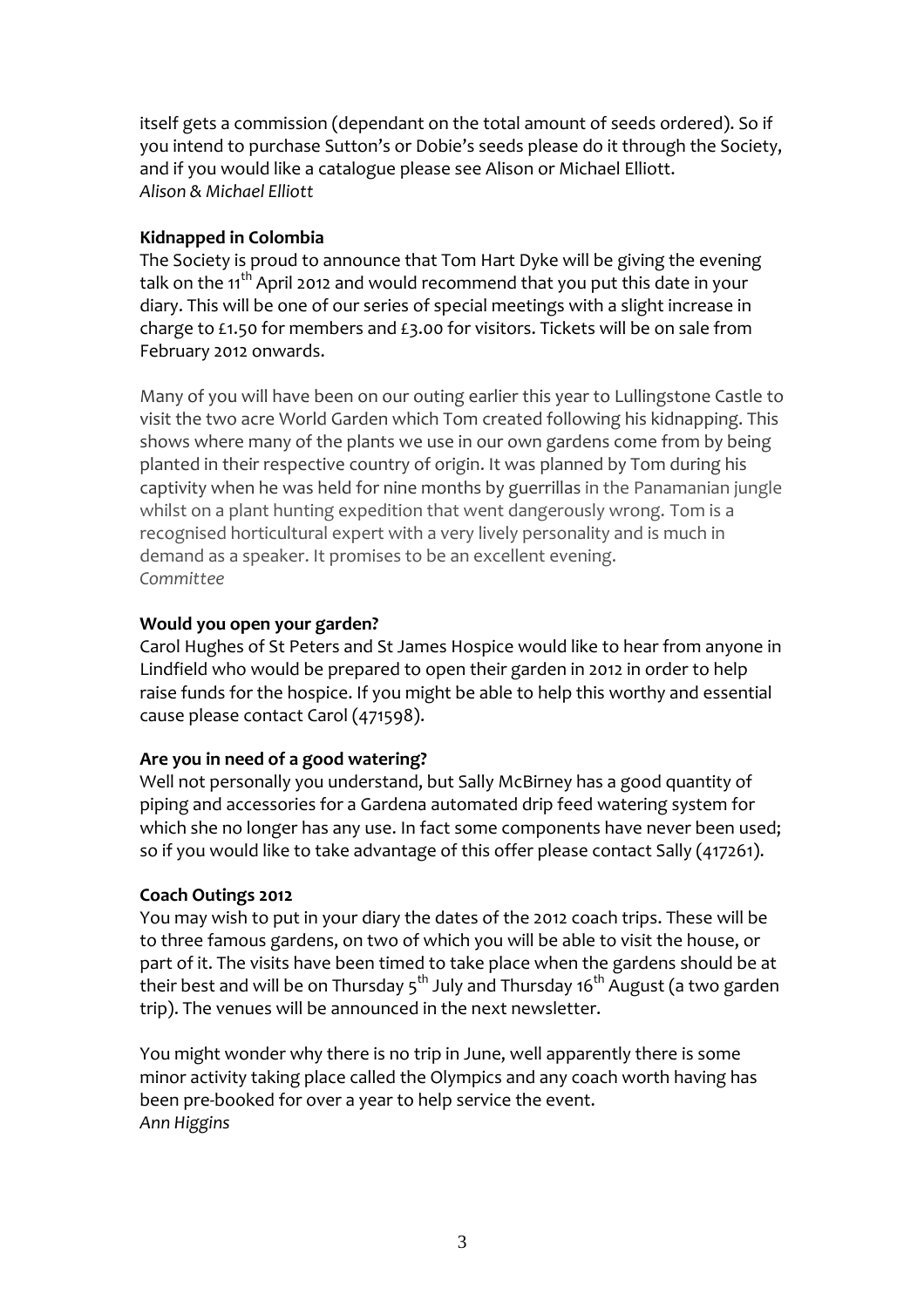itself gets a commission (dependant on the total amount of seeds ordered). So if you intend to purchase Sutton's or Dobie's seeds please do it through the Society, and if you would like a catalogue please see Alison or Michael Elliott.
*Alison & Michael Elliott*

**Kidnapped in Colombia**

The Society is proud to announce that Tom Hart Dyke will be giving the evening talk on the 11th April 2012 and would recommend that you put this date in your diary. This will be one of our series of special meetings with a slight increase in charge to £1.50 for members and £3.00 for visitors. Tickets will be on sale from February 2012 onwards.

Many of you will have been on our outing earlier this year to Lullingstone Castle to visit the two acre World Garden which Tom created following his kidnapping. This shows where many of the plants we use in our own gardens come from by being planted in their respective country of origin. It was planned by Tom during his captivity when he was held for nine months by guerrillas in the Panamanian jungle whilst on a plant hunting expedition that went dangerously wrong. Tom is a recognised horticultural expert with a very lively personality and is much in demand as a speaker. It promises to be an excellent evening.
*Committee*

**Would you open your garden?**

Carol Hughes of St Peters and St James Hospice would like to hear from anyone in Lindfield who would be prepared to open their garden in 2012 in order to help raise funds for the hospice. If you might be able to help this worthy and essential cause please contact Carol (471598).

**Are you in need of a good watering?**

Well not personally you understand, but Sally McBirney has a good quantity of piping and accessories for a Gardena automated drip feed watering system for which she no longer has any use. In fact some components have never been used; so if you would like to take advantage of this offer please contact Sally (417261).

**Coach Outings 2012**

You may wish to put in your diary the dates of the 2012 coach trips. These will be to three famous gardens, on two of which you will be able to visit the house, or part of it. The visits have been timed to take place when the gardens should be at their best and will be on Thursday 5th July and Thursday 16th August (a two garden trip). The venues will be announced in the next newsletter.

You might wonder why there is no trip in June, well apparently there is some minor activity taking place called the Olympics and any coach worth having has been pre-booked for over a year to help service the event.
*Ann Higgins*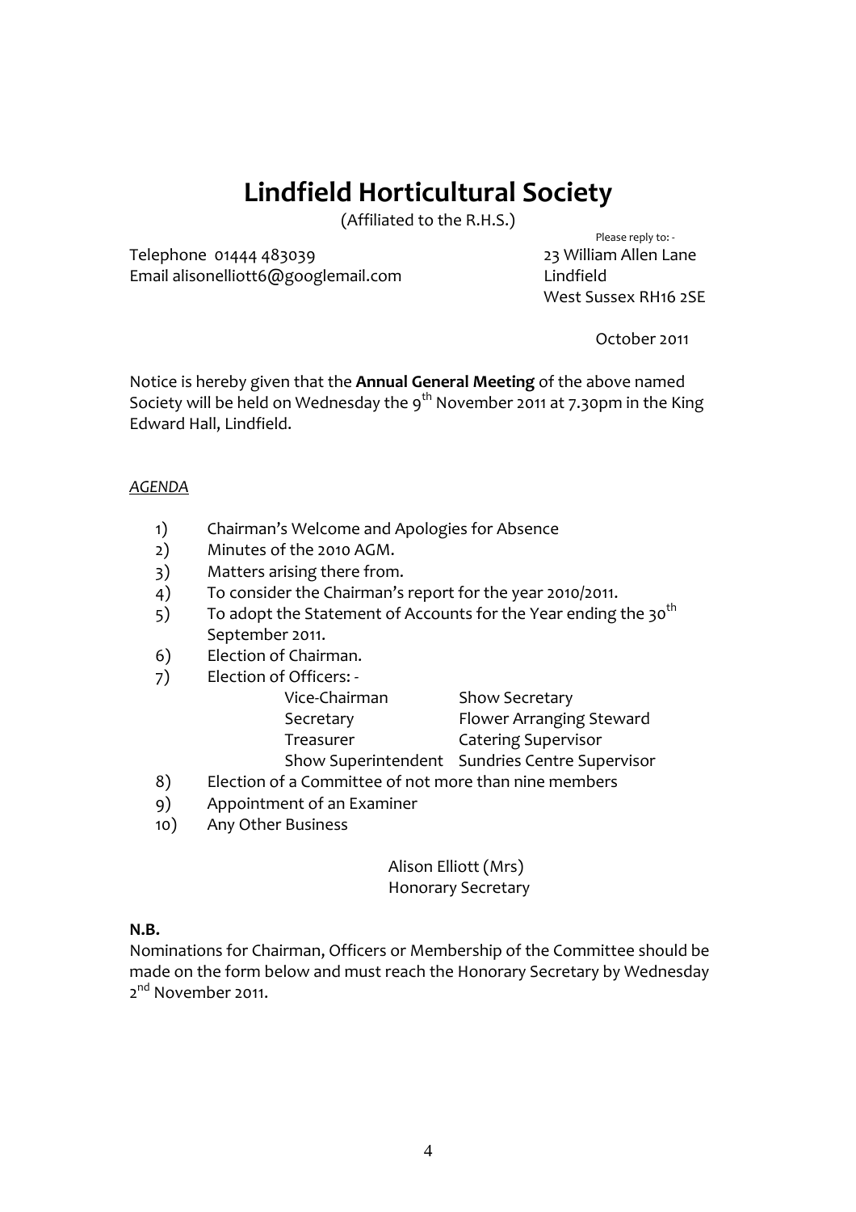# Lindfield Horticultural Society

(Affiliated to the R.H.S.)

Telephone 01444 483039
Email alisonelliott6@googlemail.com

Please reply to: -
23 William Allen Lane
Lindfield
West Sussex RH16 2SE

October 2011

Notice is hereby given that the **Annual General Meeting** of the above named Society will be held on Wednesday the 9th November 2011 at 7.30pm in the King Edward Hall, Lindfield.

*AGENDA*

1) Chairman's Welcome and Apologies for Absence
2) Minutes of the 2010 AGM.
3) Matters arising there from.
4) To consider the Chairman's report for the year 2010/2011.
5) To adopt the Statement of Accounts for the Year ending the 30th September 2011.
6) Election of Chairman.
7) Election of Officers: -
   - Vice-Chairman
   - Secretary
   - Treasurer
   - Show Superintendent
   - Show Secretary
   - Flower Arranging Steward
   - Catering Supervisor
   - Sundries Centre Supervisor
8) Election of a Committee of not more than nine members
9) Appointment of an Examiner
10) Any Other Business

Alison Elliott (Mrs)
Honorary Secretary

**N.B.**
Nominations for Chairman, Officers or Membership of the Committee should be made on the form below and must reach the Honorary Secretary by Wednesday 2nd November 2011.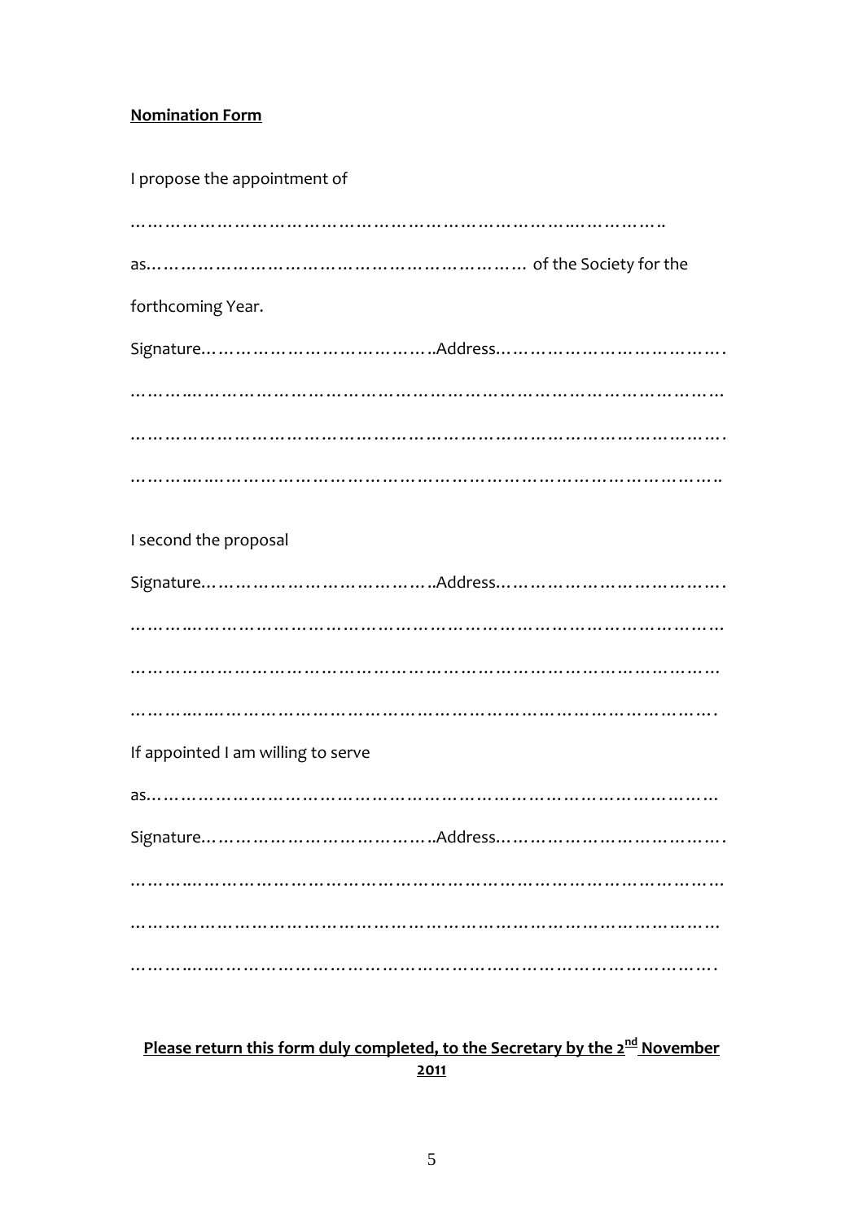**Nomination Form**

I propose the appointment of

……………………………………………………………………..……………..

as……………………………………………………… of the Society for the

forthcoming Year.

Signature…………………………………..Address……………………………….

……….…………………………………………………………………………………

……………………………………………………………………………………………….

……….….…………………………………………………………………………..

I second the proposal

Signature…………………………………..Address……………………………….

……….…………………………………………………………………………………

……………………………………………………………………………………………

……….….……………………………………………………………………………….

If appointed I am willing to serve

as……………………………………………………………………………………

Signature…………………………………..Address……………………………….

……….…………………………………………………………………………………

……………………………………………………………………………………………

……….….……………………………………………………………………………….

**Please return this form duly completed, to the Secretary by the 2nd November 2011**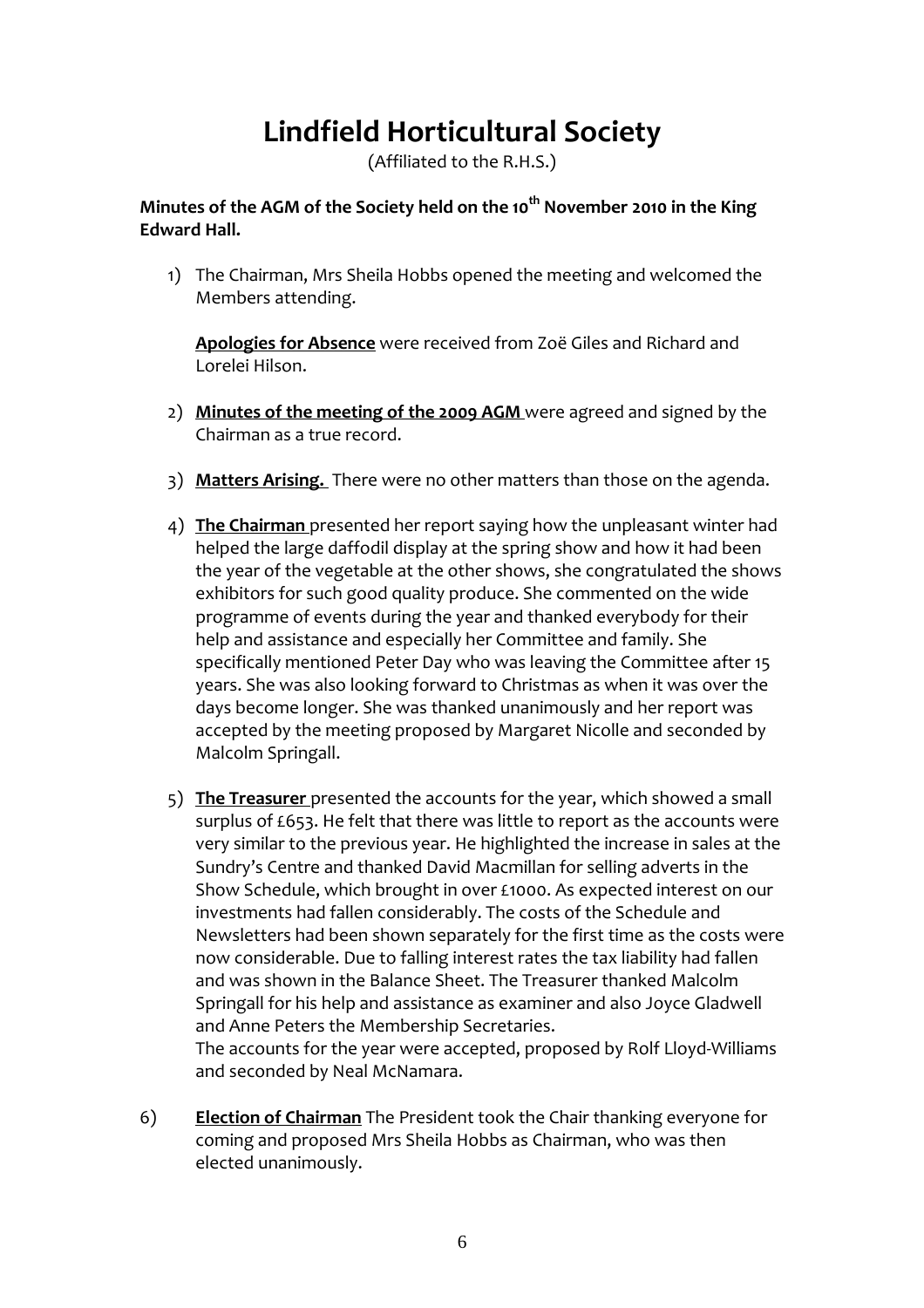# Lindfield Horticultural Society

(Affiliated to the R.H.S.)

**Minutes of the AGM of the Society held on the 10th November 2010 in the King Edward Hall.**

1) The Chairman, Mrs Sheila Hobbs opened the meeting and welcomed the Members attending.

   **Apologies for Absence** were received from Zoë Giles and Richard and Lorelei Hilson.

2) **Minutes of the meeting of the 2009 AGM** were agreed and signed by the Chairman as a true record.

3) **Matters Arising.** There were no other matters than those on the agenda.

4) **The Chairman** presented her report saying how the unpleasant winter had helped the large daffodil display at the spring show and how it had been the year of the vegetable at the other shows, she congratulated the shows exhibitors for such good quality produce. She commented on the wide programme of events during the year and thanked everybody for their help and assistance and especially her Committee and family. She specifically mentioned Peter Day who was leaving the Committee after 15 years. She was also looking forward to Christmas as when it was over the days become longer. She was thanked unanimously and her report was accepted by the meeting proposed by Margaret Nicolle and seconded by Malcolm Springall.

5) **The Treasurer** presented the accounts for the year, which showed a small surplus of £653. He felt that there was little to report as the accounts were very similar to the previous year. He highlighted the increase in sales at the Sundry's Centre and thanked David Macmillan for selling adverts in the Show Schedule, which brought in over £1000. As expected interest on our investments had fallen considerably. The costs of the Schedule and Newsletters had been shown separately for the first time as the costs were now considerable. Due to falling interest rates the tax liability had fallen and was shown in the Balance Sheet. The Treasurer thanked Malcolm Springall for his help and assistance as examiner and also Joyce Gladwell and Anne Peters the Membership Secretaries.
   The accounts for the year were accepted, proposed by Rolf Lloyd-Williams and seconded by Neal McNamara.

6) **Election of Chairman** The President took the Chair thanking everyone for coming and proposed Mrs Sheila Hobbs as Chairman, who was then elected unanimously.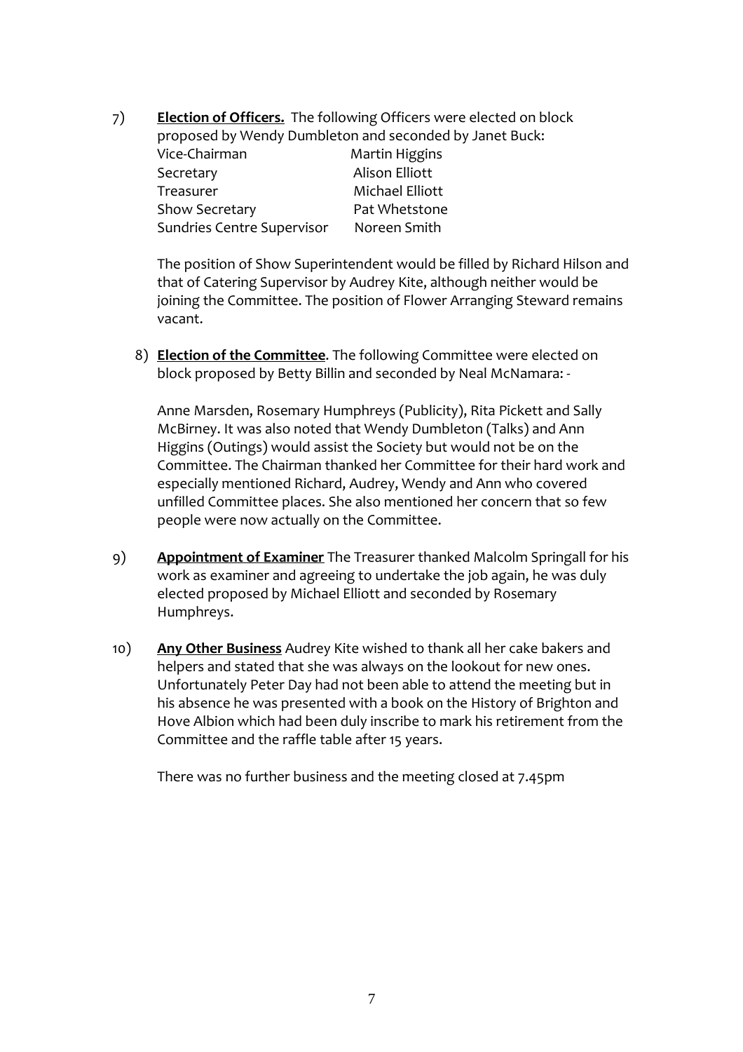7) **Election of Officers.** The following Officers were elected on block proposed by Wendy Dumbleton and seconded by Janet Buck:

| | |
|---|---|
| Vice-Chairman | Martin Higgins |
| Secretary | Alison Elliott |
| Treasurer | Michael Elliott |
| Show Secretary | Pat Whetstone |
| Sundries Centre Supervisor | Noreen Smith |

The position of Show Superintendent would be filled by Richard Hilson and that of Catering Supervisor by Audrey Kite, although neither would be joining the Committee. The position of Flower Arranging Steward remains vacant.

8) **Election of the Committee**. The following Committee were elected on block proposed by Betty Billin and seconded by Neal McNamara: -

Anne Marsden, Rosemary Humphreys (Publicity), Rita Pickett and Sally McBirney. It was also noted that Wendy Dumbleton (Talks) and Ann Higgins (Outings) would assist the Society but would not be on the Committee. The Chairman thanked her Committee for their hard work and especially mentioned Richard, Audrey, Wendy and Ann who covered unfilled Committee places. She also mentioned her concern that so few people were now actually on the Committee.

9) **Appointment of Examiner** The Treasurer thanked Malcolm Springall for his work as examiner and agreeing to undertake the job again, he was duly elected proposed by Michael Elliott and seconded by Rosemary Humphreys.

10) **Any Other Business** Audrey Kite wished to thank all her cake bakers and helpers and stated that she was always on the lookout for new ones. Unfortunately Peter Day had not been able to attend the meeting but in his absence he was presented with a book on the History of Brighton and Hove Albion which had been duly inscribe to mark his retirement from the Committee and the raffle table after 15 years.

There was no further business and the meeting closed at 7.45pm